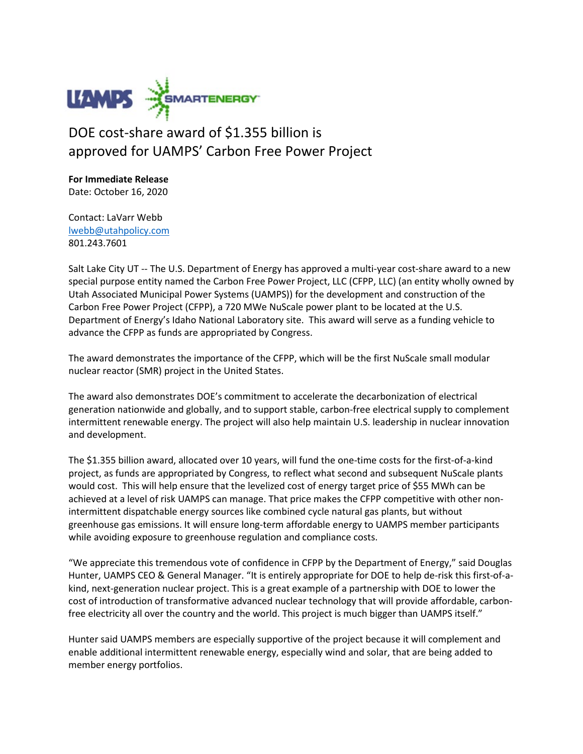# DOE cost-share award of $1.355 billion is approved for UAMPS' Carbon Free Power Project

**For Immediate Release**
Date: October 16, 2020

Contact: LaVarr Webb
lwebb@utahpolicy.com
801.243.7601

Salt Lake City UT -- The U.S. Department of Energy has approved a multi-year cost-share award to a new special purpose entity named the Carbon Free Power Project, LLC (CFPP, LLC) (an entity wholly owned by Utah Associated Municipal Power Systems (UAMPS)) for the development and construction of the Carbon Free Power Project (CFPP), a 720 MWe NuScale power plant to be located at the U.S. Department of Energy's Idaho National Laboratory site. This award will serve as a funding vehicle to advance the CFPP as funds are appropriated by Congress.

The award demonstrates the importance of the CFPP, which will be the first NuScale small modular nuclear reactor (SMR) project in the United States.

The award also demonstrates DOE's commitment to accelerate the decarbonization of electrical generation nationwide and globally, and to support stable, carbon-free electrical supply to complement intermittent renewable energy. The project will also help maintain U.S. leadership in nuclear innovation and development.

The $1.355 billion award, allocated over 10 years, will fund the one-time costs for the first-of-a-kind project, as funds are appropriated by Congress, to reflect what second and subsequent NuScale plants would cost. This will help ensure that the levelized cost of energy target price of $55 MWh can be achieved at a level of risk UAMPS can manage. That price makes the CFPP competitive with other non-intermittent dispatchable energy sources like combined cycle natural gas plants, but without greenhouse gas emissions. It will ensure long-term affordable energy to UAMPS member participants while avoiding exposure to greenhouse regulation and compliance costs.

"We appreciate this tremendous vote of confidence in CFPP by the Department of Energy," said Douglas Hunter, UAMPS CEO & General Manager. "It is entirely appropriate for DOE to help de-risk this first-of-a-kind, next-generation nuclear project. This is a great example of a partnership with DOE to lower the cost of introduction of transformative advanced nuclear technology that will provide affordable, carbon-free electricity all over the country and the world. This project is much bigger than UAMPS itself."

Hunter said UAMPS members are especially supportive of the project because it will complement and enable additional intermittent renewable energy, especially wind and solar, that are being added to member energy portfolios.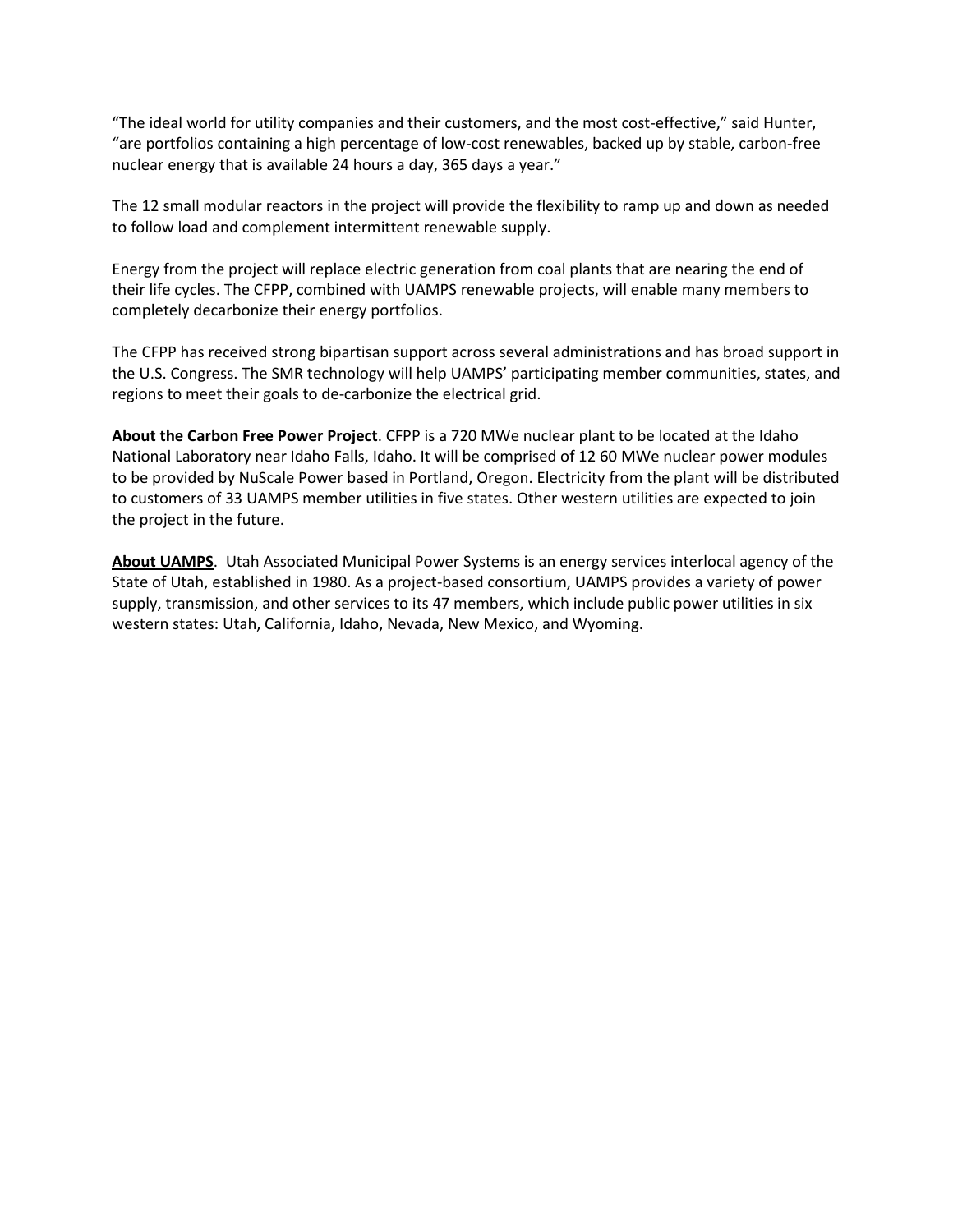“The ideal world for utility companies and their customers, and the most cost-effective,” said Hunter, “are portfolios containing a high percentage of low-cost renewables, backed up by stable, carbon-free nuclear energy that is available 24 hours a day, 365 days a year.”

The 12 small modular reactors in the project will provide the flexibility to ramp up and down as needed to follow load and complement intermittent renewable supply.

Energy from the project will replace electric generation from coal plants that are nearing the end of their life cycles. The CFPP, combined with UAMPS renewable projects, will enable many members to completely decarbonize their energy portfolios.

The CFPP has received strong bipartisan support across several administrations and has broad support in the U.S. Congress. The SMR technology will help UAMPS’ participating member communities, states, and regions to meet their goals to de-carbonize the electrical grid.

**About the Carbon Free Power Project**. CFPP is a 720 MWe nuclear plant to be located at the Idaho National Laboratory near Idaho Falls, Idaho. It will be comprised of 12 60 MWe nuclear power modules to be provided by NuScale Power based in Portland, Oregon. Electricity from the plant will be distributed to customers of 33 UAMPS member utilities in five states. Other western utilities are expected to join the project in the future.

**About UAMPS**. Utah Associated Municipal Power Systems is an energy services interlocal agency of the State of Utah, established in 1980. As a project-based consortium, UAMPS provides a variety of power supply, transmission, and other services to its 47 members, which include public power utilities in six western states: Utah, California, Idaho, Nevada, New Mexico, and Wyoming.